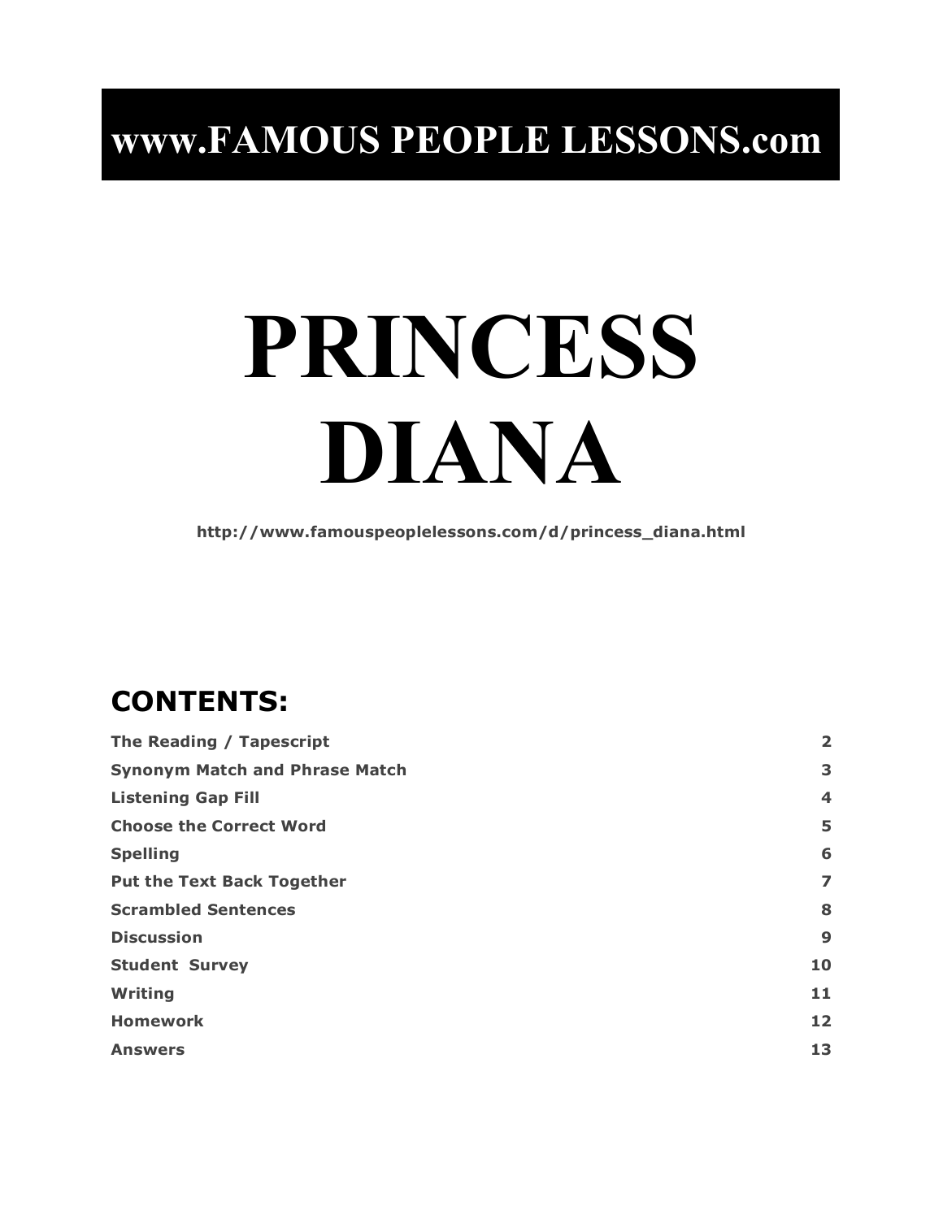**www.FAMOUS PEOPLE LESSONS.com**

# PRINCESS DIANA

http://www.famouspeoplelessons.com/d/princess_diana.html

## CONTENTS:

| | |
|---|---|
| The Reading / Tapescript | 2 |
| Synonym Match and Phrase Match | 3 |
| Listening Gap Fill | 4 |
| Choose the Correct Word | 5 |
| Spelling | 6 |
| Put the Text Back Together | 7 |
| Scrambled Sentences | 8 |
| Discussion | 9 |
| Student Survey | 10 |
| Writing | 11 |
| Homework | 12 |
| Answers | 13 |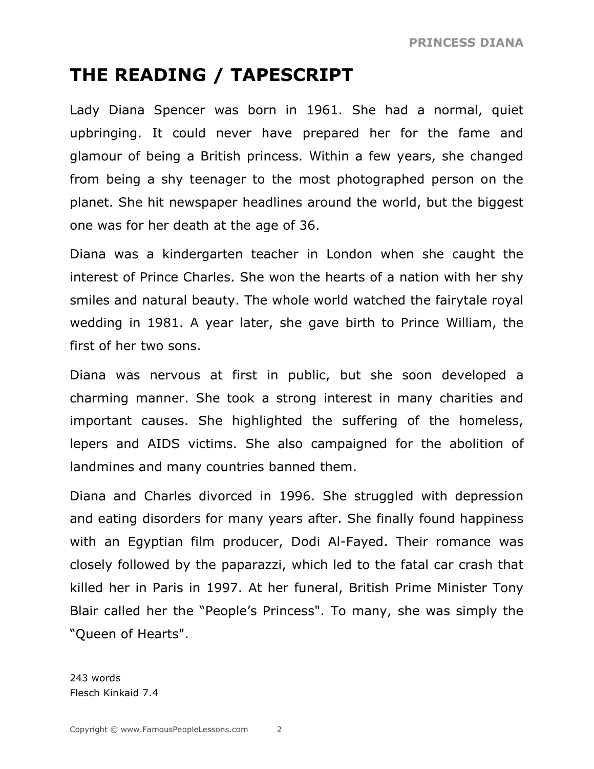# THE READING / TAPESCRIPT

Lady Diana Spencer was born in 1961. She had a normal, quiet upbringing. It could never have prepared her for the fame and glamour of being a British princess. Within a few years, she changed from being a shy teenager to the most photographed person on the planet. She hit newspaper headlines around the world, but the biggest one was for her death at the age of 36.

Diana was a kindergarten teacher in London when she caught the interest of Prince Charles. She won the hearts of a nation with her shy smiles and natural beauty. The whole world watched the fairytale royal wedding in 1981. A year later, she gave birth to Prince William, the first of her two sons.

Diana was nervous at first in public, but she soon developed a charming manner. She took a strong interest in many charities and important causes. She highlighted the suffering of the homeless, lepers and AIDS victims. She also campaigned for the abolition of landmines and many countries banned them.

Diana and Charles divorced in 1996. She struggled with depression and eating disorders for many years after. She finally found happiness with an Egyptian film producer, Dodi Al-Fayed. Their romance was closely followed by the paparazzi, which led to the fatal car crash that killed her in Paris in 1997. At her funeral, British Prime Minister Tony Blair called her the "People's Princess". To many, she was simply the "Queen of Hearts".

243 words
Flesch Kinkaid 7.4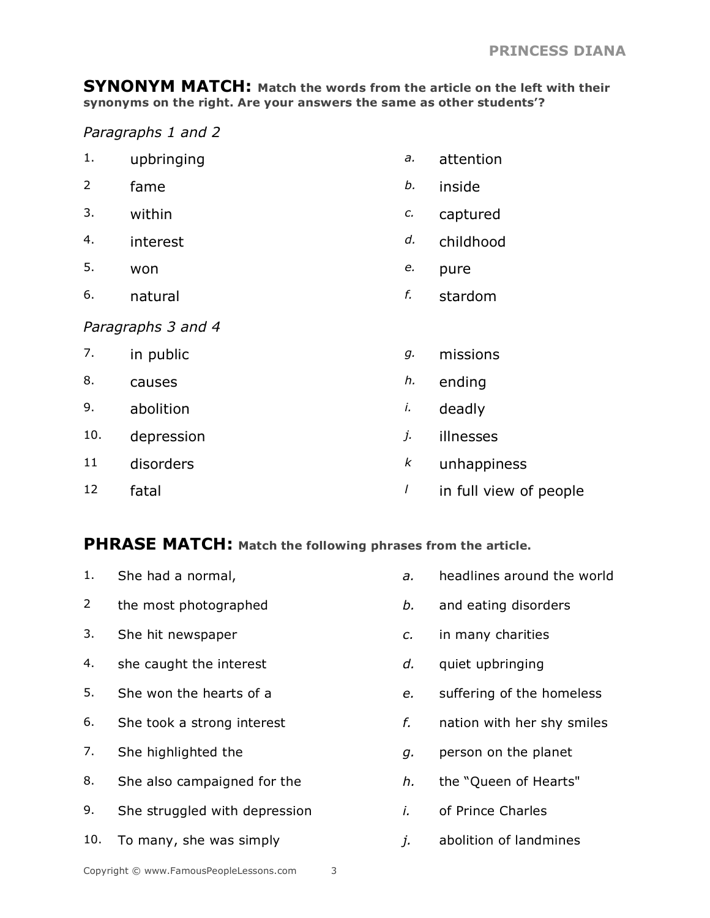## SYNONYM MATCH: Match the words from the article on the left with their synonyms on the right. Are your answers the same as other students'?

*Paragraphs 1 and 2*

| | | | |
|---|---|---|---|
| 1. | upbringing | *a.* | attention |
| 2 | fame | *b.* | inside |
| 3. | within | *c.* | captured |
| 4. | interest | *d.* | childhood |
| 5. | won | *e.* | pure |
| 6. | natural | *f.* | stardom |

*Paragraphs 3 and 4*

| | | | |
|---|---|---|---|
| 7. | in public | *g.* | missions |
| 8. | causes | *h.* | ending |
| 9. | abolition | *i.* | deadly |
| 10. | depression | *j.* | illnesses |
| 11 | disorders | *k* | unhappiness |
| 12 | fatal | *l* | in full view of people |

## PHRASE MATCH: Match the following phrases from the article.

| | | | |
|---|---|---|---|
| 1. | She had a normal, | *a.* | headlines around the world |
| 2 | the most photographed | *b.* | and eating disorders |
| 3. | She hit newspaper | *c.* | in many charities |
| 4. | she caught the interest | *d.* | quiet upbringing |
| 5. | She won the hearts of a | *e.* | suffering of the homeless |
| 6. | She took a strong interest | *f.* | nation with her shy smiles |
| 7. | She highlighted the | *g.* | person on the planet |
| 8. | She also campaigned for the | *h.* | the "Queen of Hearts" |
| 9. | She struggled with depression | *i.* | of Prince Charles |
| 10. | To many, she was simply | *j.* | abolition of landmines |

Copyright © www.FamousPeopleLessons.com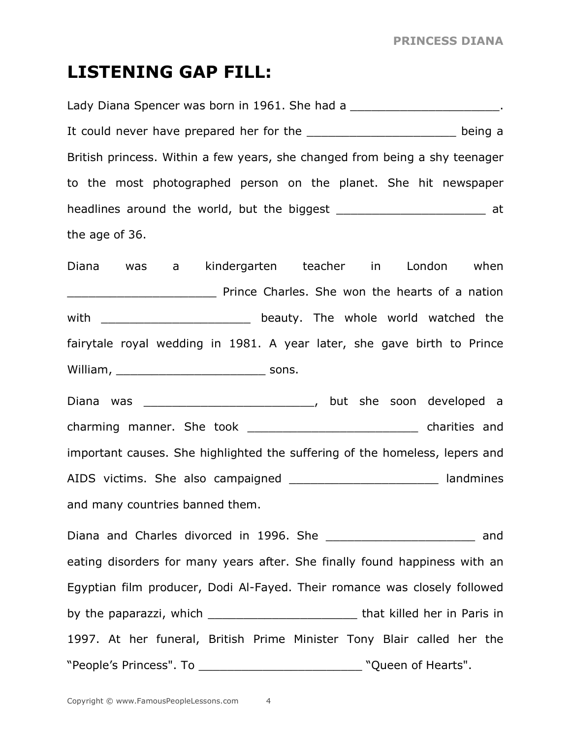# LISTENING GAP FILL:

Lady Diana Spencer was born in 1961. She had a _____________________. It could never have prepared her for the _____________________ being a British princess. Within a few years, she changed from being a shy teenager to the most photographed person on the planet. She hit newspaper headlines around the world, but the biggest _____________________ at the age of 36.

Diana was a kindergarten teacher in London when _____________________ Prince Charles. She won the hearts of a nation with _____________________ beauty. The whole world watched the fairytale royal wedding in 1981. A year later, she gave birth to Prince William, _____________________ sons.

Diana was ________________________, but she soon developed a charming manner. She took ________________________ charities and important causes. She highlighted the suffering of the homeless, lepers and AIDS victims. She also campaigned _____________________ landmines and many countries banned them.

Diana and Charles divorced in 1996. She _____________________ and eating disorders for many years after. She finally found happiness with an Egyptian film producer, Dodi Al-Fayed. Their romance was closely followed by the paparazzi, which _____________________ that killed her in Paris in 1997. At her funeral, British Prime Minister Tony Blair called her the "People's Princess". To _______________________ "Queen of Hearts".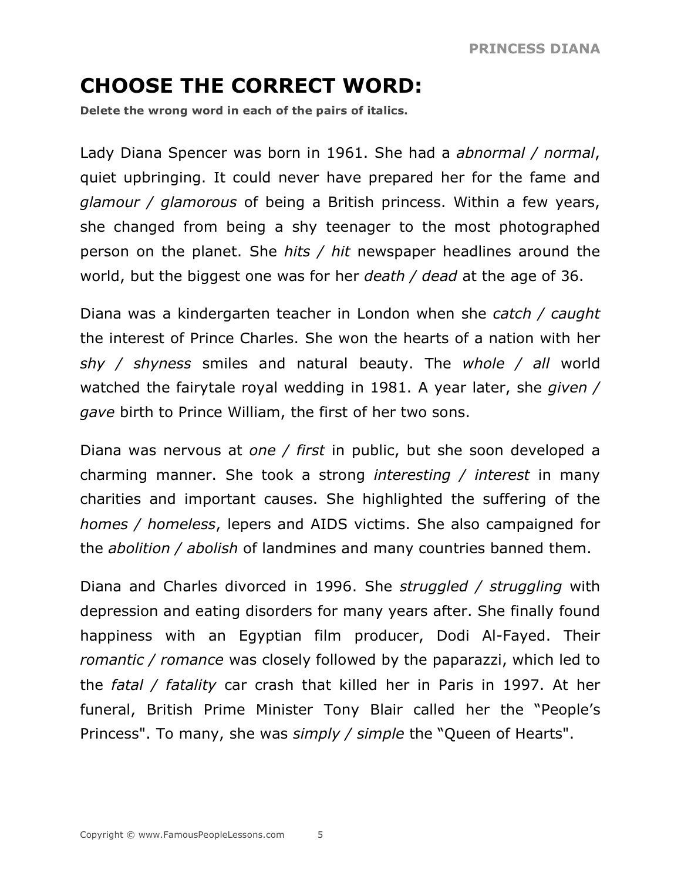## CHOOSE THE CORRECT WORD:

**Delete the wrong word in each of the pairs of italics.**

Lady Diana Spencer was born in 1961. She had a *abnormal / normal*, quiet upbringing. It could never have prepared her for the fame and *glamour / glamorous* of being a British princess. Within a few years, she changed from being a shy teenager to the most photographed person on the planet. She *hits / hit* newspaper headlines around the world, but the biggest one was for her *death / dead* at the age of 36.

Diana was a kindergarten teacher in London when she *catch / caught* the interest of Prince Charles. She won the hearts of a nation with her *shy / shyness* smiles and natural beauty. The *whole / all* world watched the fairytale royal wedding in 1981. A year later, she *given / gave* birth to Prince William, the first of her two sons.

Diana was nervous at *one / first* in public, but she soon developed a charming manner. She took a strong *interesting / interest* in many charities and important causes. She highlighted the suffering of the *homes / homeless*, lepers and AIDS victims. She also campaigned for the *abolition / abolish* of landmines and many countries banned them.

Diana and Charles divorced in 1996. She *struggled / struggling* with depression and eating disorders for many years after. She finally found happiness with an Egyptian film producer, Dodi Al-Fayed. Their *romantic / romance* was closely followed by the paparazzi, which led to the *fatal / fatality* car crash that killed her in Paris in 1997. At her funeral, British Prime Minister Tony Blair called her the "People's Princess". To many, she was *simply / simple* the "Queen of Hearts".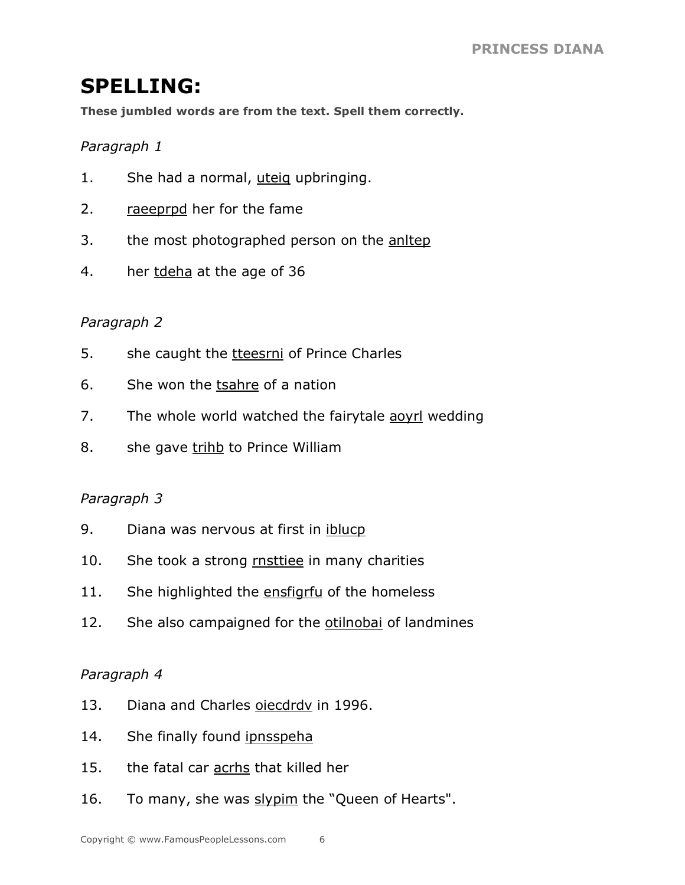## SPELLING:

**These jumbled words are from the text. Spell them correctly.**

*Paragraph 1*

1. She had a normal, uteiq upbringing.
2. raeeprpd her for the fame
3. the most photographed person on the anltep
4. her tdeha at the age of 36

*Paragraph 2*

5. she caught the tteesrni of Prince Charles
6. She won the tsahre of a nation
7. The whole world watched the fairytale aoyrl wedding
8. she gave trihb to Prince William

*Paragraph 3*

9. Diana was nervous at first in iblucp
10. She took a strong rnsttiee in many charities
11. She highlighted the ensfigrfu of the homeless
12. She also campaigned for the otilnobai of landmines

*Paragraph 4*

13. Diana and Charles oiecdrdv in 1996.
14. She finally found ipnsspeha
15. the fatal car acrhs that killed her
16. To many, she was slypim the “Queen of Hearts".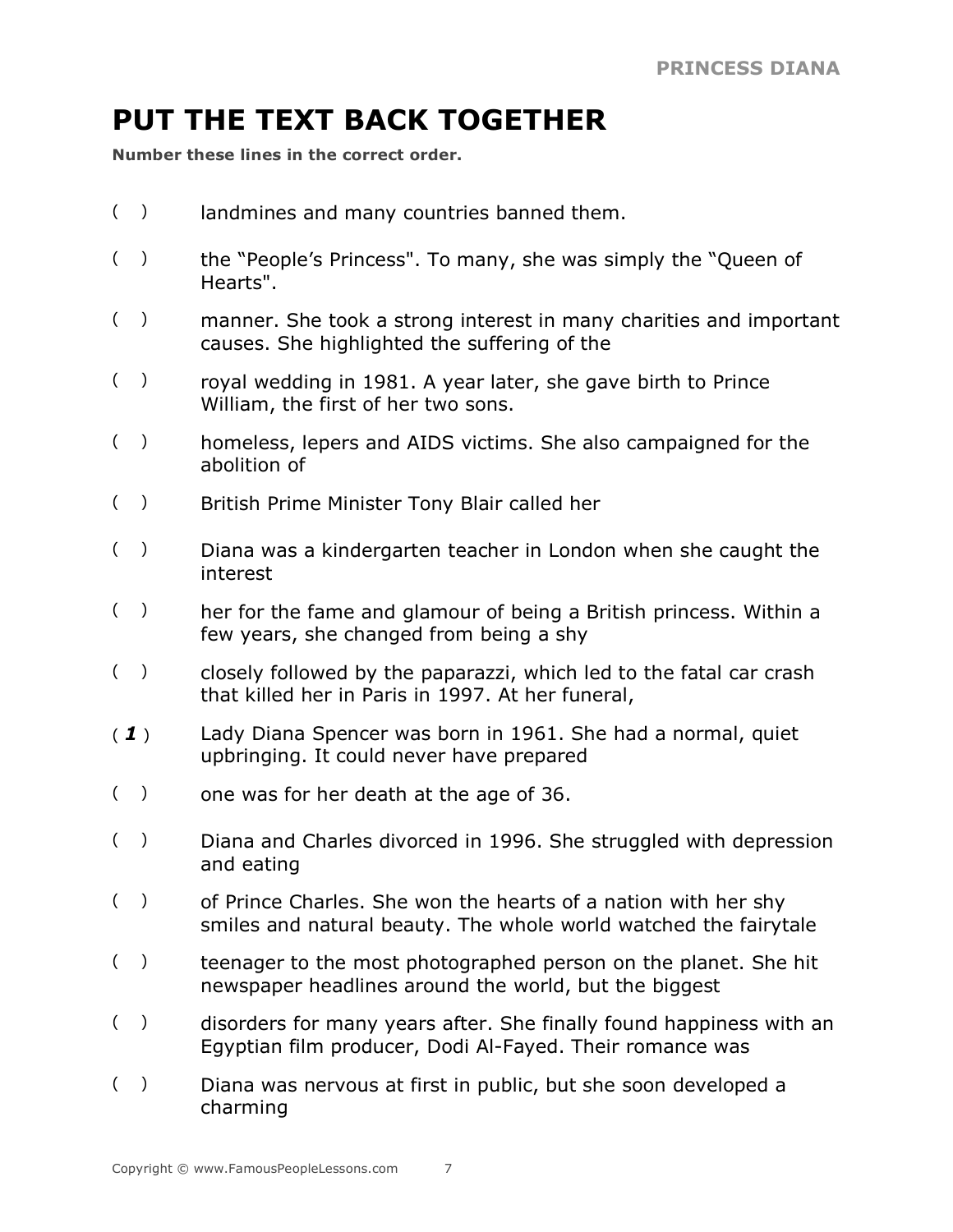# PUT THE TEXT BACK TOGETHER

**Number these lines in the correct order.**

( ) landmines and many countries banned them.

( ) the "People's Princess". To many, she was simply the "Queen of Hearts".

( ) manner. She took a strong interest in many charities and important causes. She highlighted the suffering of the

( ) royal wedding in 1981. A year later, she gave birth to Prince William, the first of her two sons.

( ) homeless, lepers and AIDS victims. She also campaigned for the abolition of

( ) British Prime Minister Tony Blair called her

( ) Diana was a kindergarten teacher in London when she caught the interest

( ) her for the fame and glamour of being a British princess. Within a few years, she changed from being a shy

( ) closely followed by the paparazzi, which led to the fatal car crash that killed her in Paris in 1997. At her funeral,

( ***1*** ) Lady Diana Spencer was born in 1961. She had a normal, quiet upbringing. It could never have prepared

( ) one was for her death at the age of 36.

( ) Diana and Charles divorced in 1996. She struggled with depression and eating

( ) of Prince Charles. She won the hearts of a nation with her shy smiles and natural beauty. The whole world watched the fairytale

( ) teenager to the most photographed person on the planet. She hit newspaper headlines around the world, but the biggest

( ) disorders for many years after. She finally found happiness with an Egyptian film producer, Dodi Al-Fayed. Their romance was

( ) Diana was nervous at first in public, but she soon developed a charming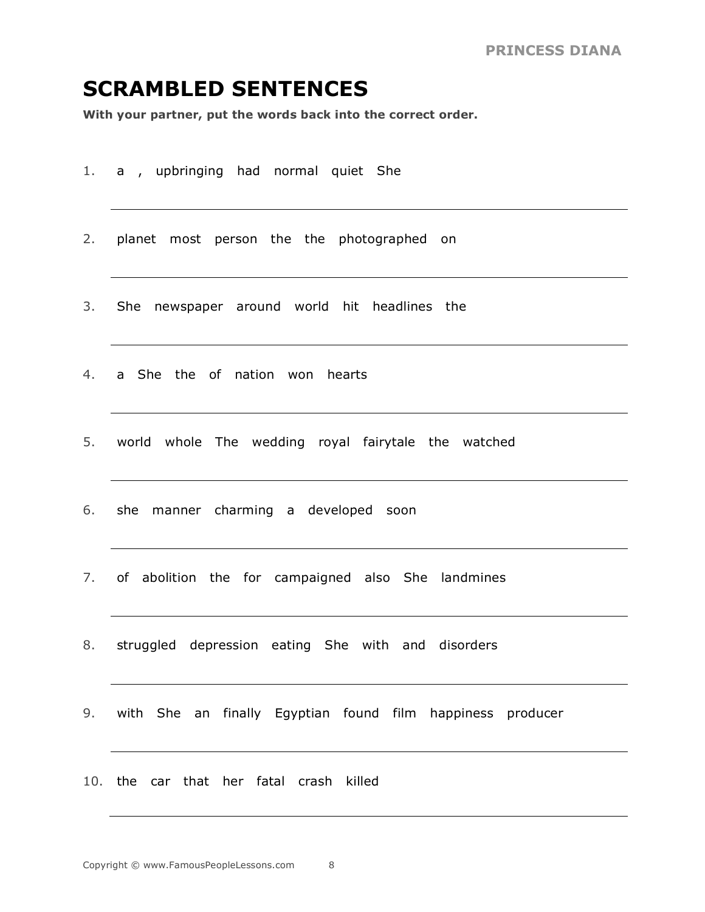# SCRAMBLED SENTENCES

**With your partner, put the words back into the correct order.**

1. a , upbringing had normal quiet She

   ______________________________________________

2. planet most person the the photographed on

   ______________________________________________

3. She newspaper around world hit headlines the

   ______________________________________________

4. a She the of nation won hearts

   ______________________________________________

5. world whole The wedding royal fairytale the watched

   ______________________________________________

6. she manner charming a developed soon

   ______________________________________________

7. of abolition the for campaigned also She landmines

   ______________________________________________

8. struggled depression eating She with and disorders

   ______________________________________________

9. with She an finally Egyptian found film happiness producer

   ______________________________________________

10. the car that her fatal crash killed

   ______________________________________________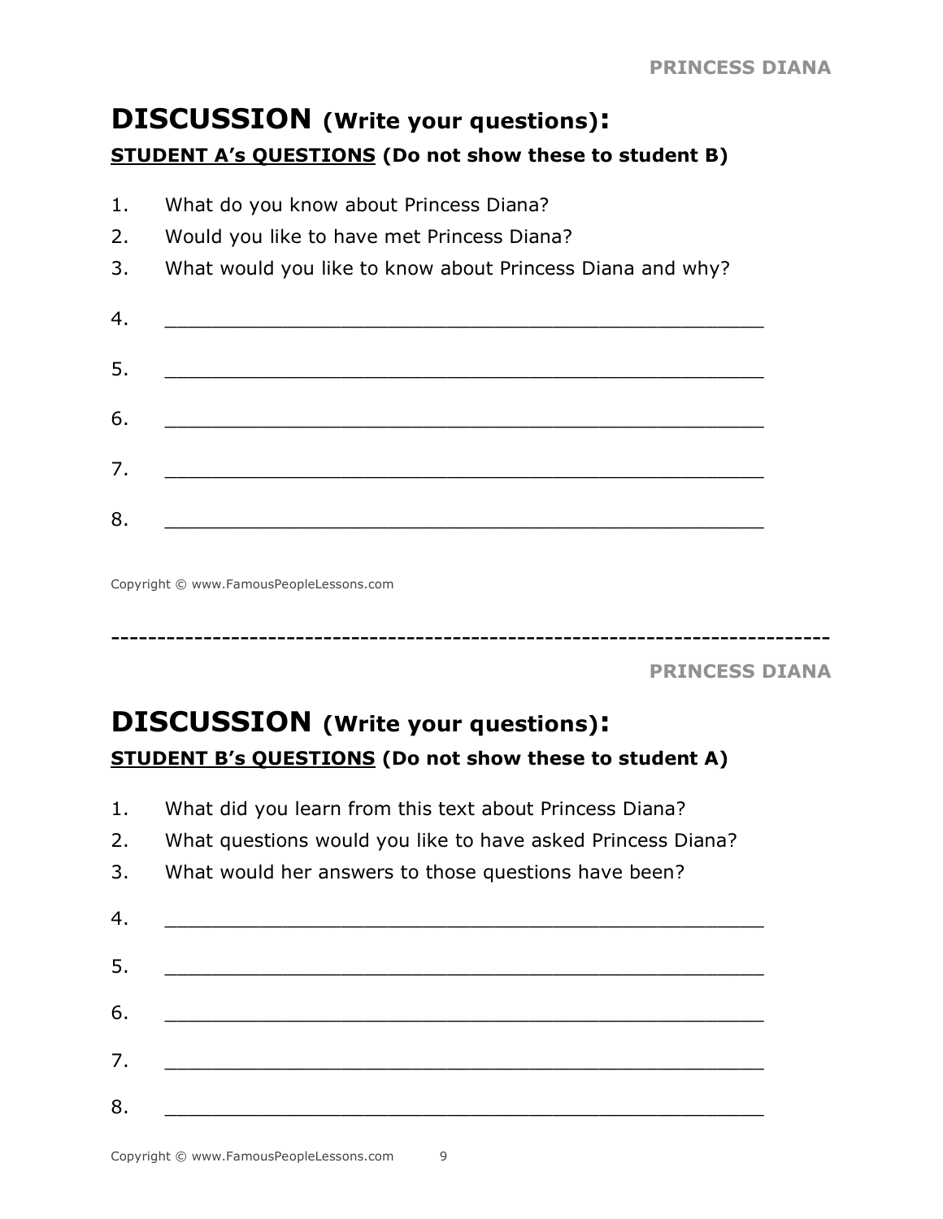# DISCUSSION (Write your questions):

**STUDENT A's QUESTIONS (Do not show these to student B)**

1. What do you know about Princess Diana?
2. Would you like to have met Princess Diana?
3. What would you like to know about Princess Diana and why?
4. ___________________________________________
5. ___________________________________________
6. ___________________________________________
7. ___________________________________________
8. ___________________________________________

Copyright © www.FamousPeopleLessons.com

---

# DISCUSSION (Write your questions):

**STUDENT B's QUESTIONS (Do not show these to student A)**

1. What did you learn from this text about Princess Diana?
2. What questions would you like to have asked Princess Diana?
3. What would her answers to those questions have been?
4. ___________________________________________
5. ___________________________________________
6. ___________________________________________
7. ___________________________________________
8. ___________________________________________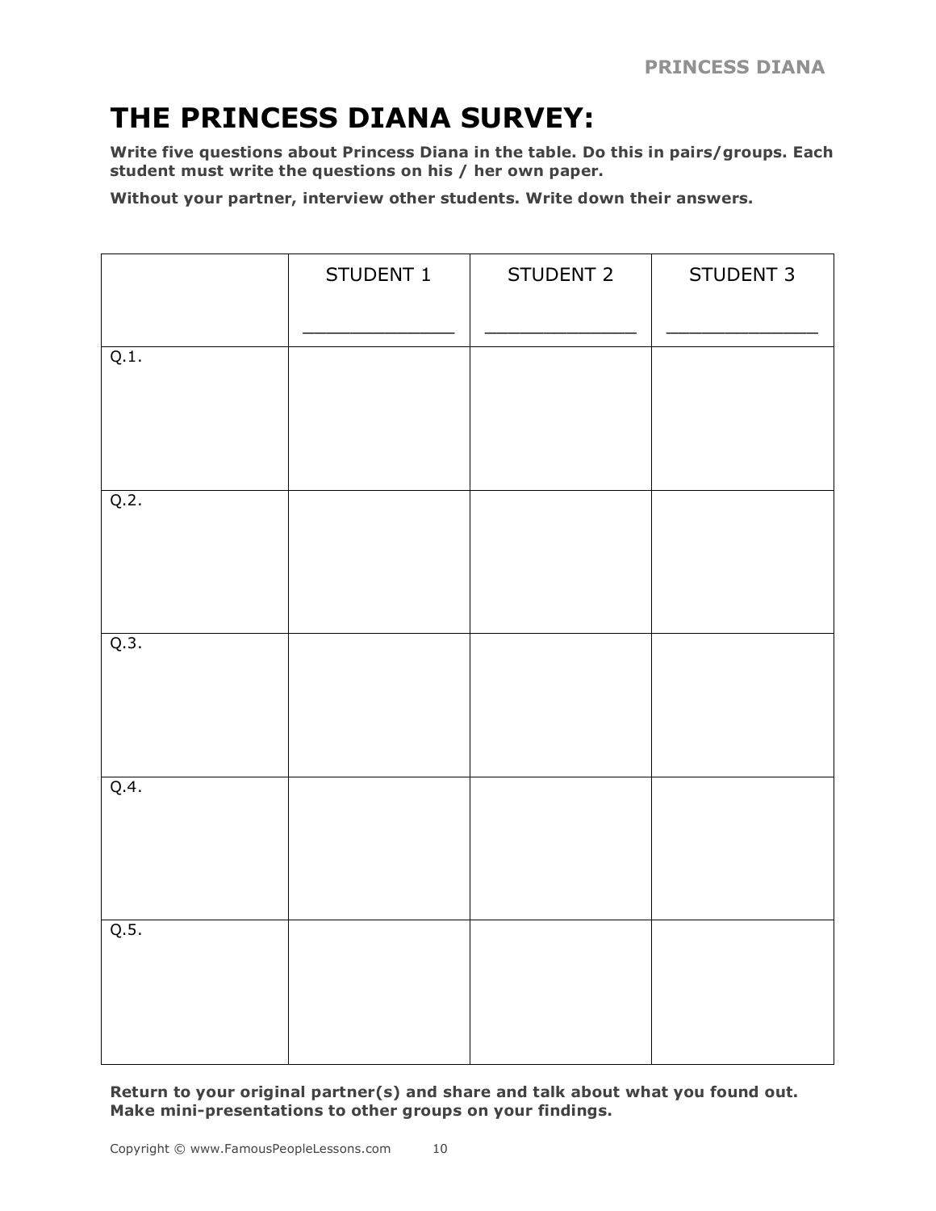# THE PRINCESS DIANA SURVEY:

**Write five questions about Princess Diana in the table. Do this in pairs/groups. Each student must write the questions on his / her own paper.**

**Without your partner, interview other students. Write down their answers.**

| | STUDENT 1<br>_____________ | STUDENT 2<br>_____________ | STUDENT 3<br>_____________ |
|---|---|---|---|
| Q.1. | | | |
| Q.2. | | | |
| Q.3. | | | |
| Q.4. | | | |
| Q.5. | | | |

**Return to your original partner(s) and share and talk about what you found out. Make mini-presentations to other groups on your findings.**

Copyright © www.FamousPeopleLessons.com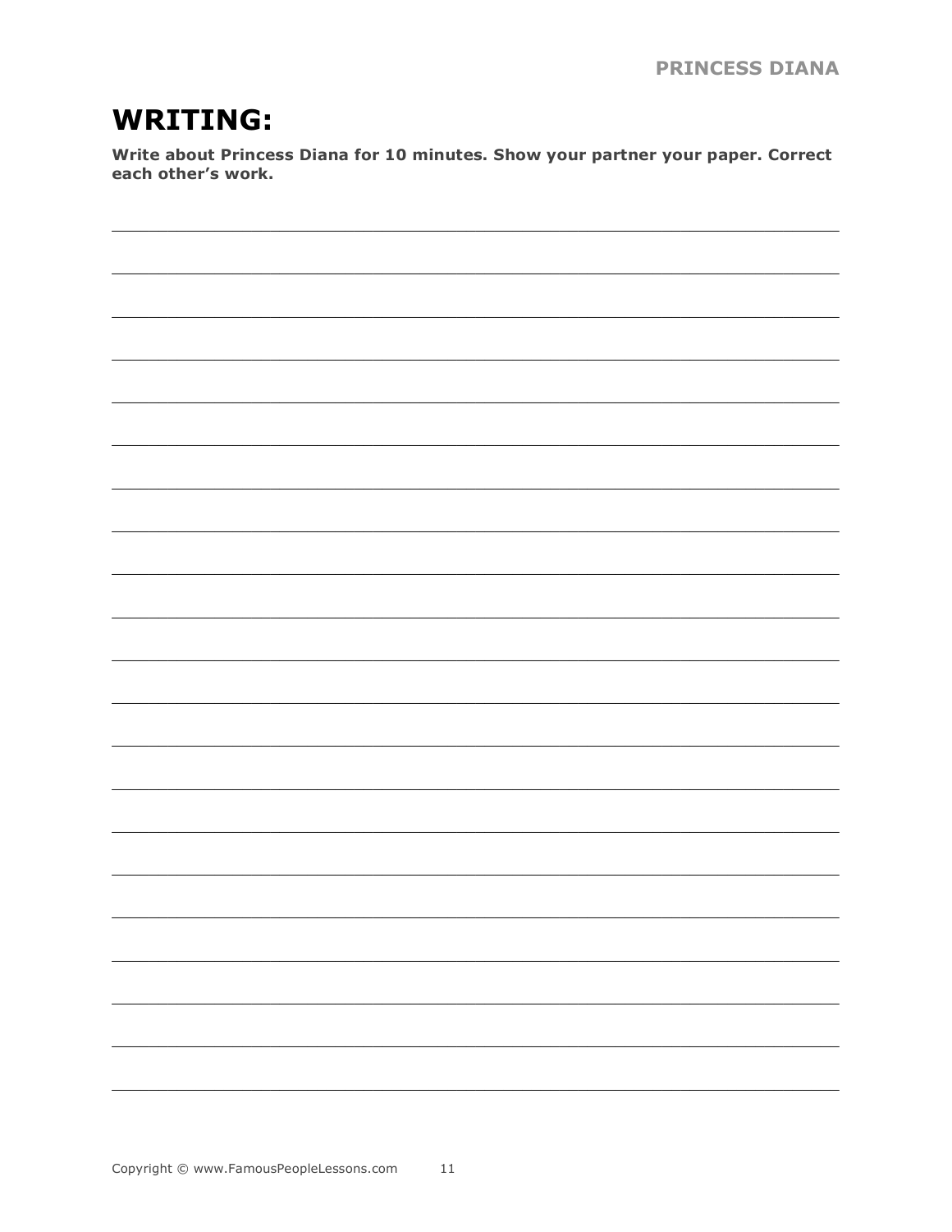# WRITING:

**Write about Princess Diana for 10 minutes. Show your partner your paper. Correct each other's work.**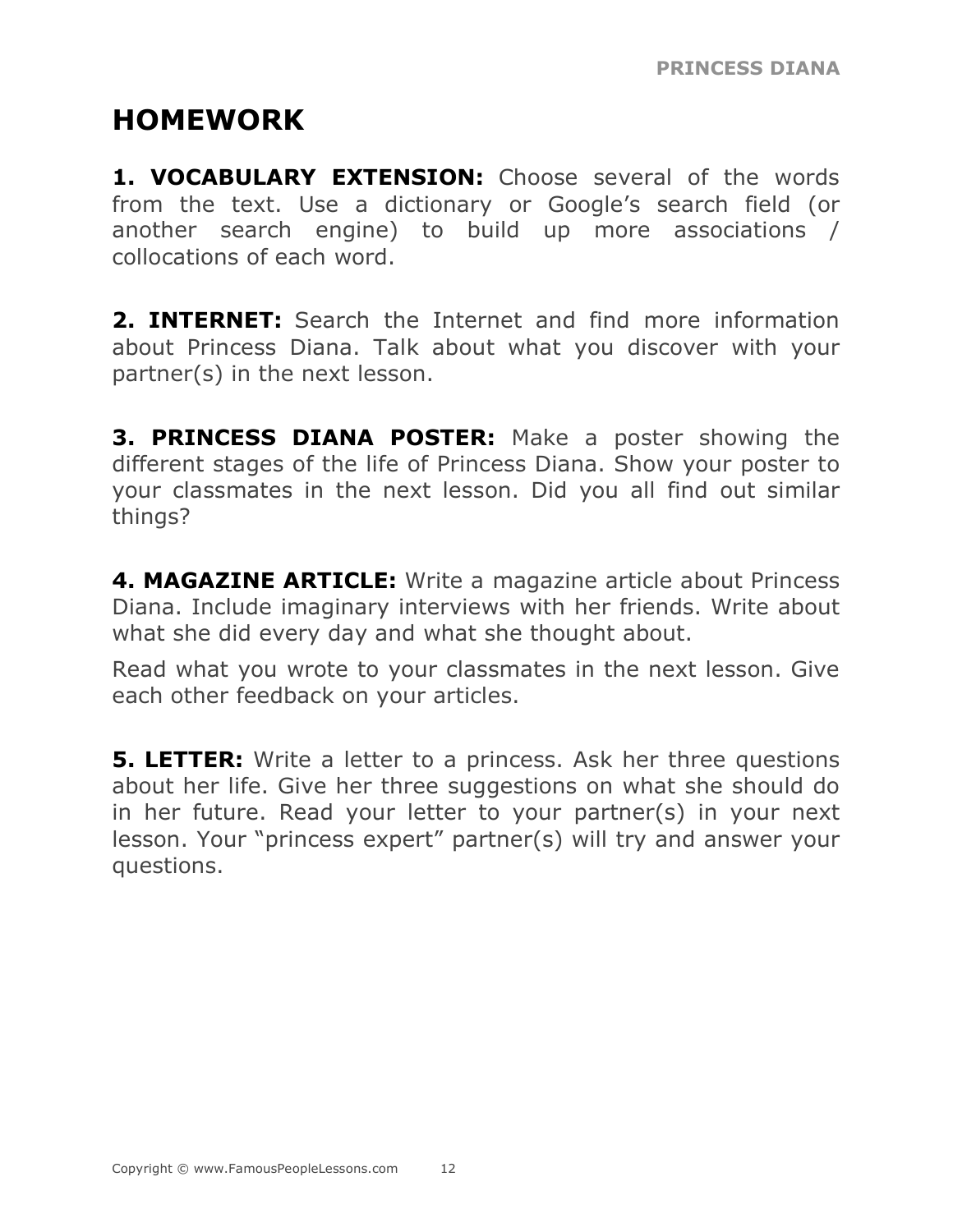# HOMEWORK

**1. VOCABULARY EXTENSION:** Choose several of the words from the text. Use a dictionary or Google's search field (or another search engine) to build up more associations / collocations of each word.

**2. INTERNET:** Search the Internet and find more information about Princess Diana. Talk about what you discover with your partner(s) in the next lesson.

**3. PRINCESS DIANA POSTER:** Make a poster showing the different stages of the life of Princess Diana. Show your poster to your classmates in the next lesson. Did you all find out similar things?

**4. MAGAZINE ARTICLE:** Write a magazine article about Princess Diana. Include imaginary interviews with her friends. Write about what she did every day and what she thought about.

Read what you wrote to your classmates in the next lesson. Give each other feedback on your articles.

**5. LETTER:** Write a letter to a princess. Ask her three questions about her life. Give her three suggestions on what she should do in her future. Read your letter to your partner(s) in your next lesson. Your "princess expert" partner(s) will try and answer your questions.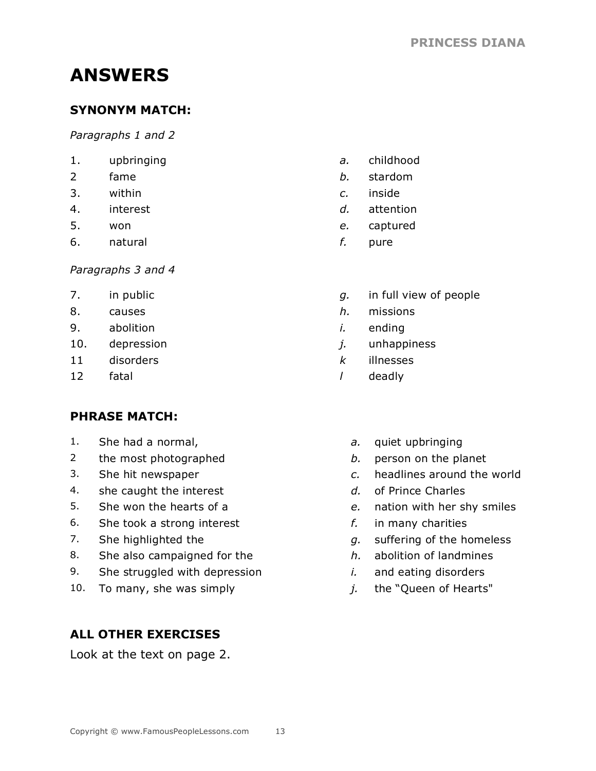# ANSWERS

## SYNONYM MATCH:

*Paragraphs 1 and 2*

| | | | |
|---|---|---|---|
| 1. | upbringing | *a.* | childhood |
| 2 | fame | *b.* | stardom |
| 3. | within | *c.* | inside |
| 4. | interest | *d.* | attention |
| 5. | won | *e.* | captured |
| 6. | natural | *f.* | pure |

*Paragraphs 3 and 4*

| | | | |
|---|---|---|---|
| 7. | in public | *g.* | in full view of people |
| 8. | causes | *h.* | missions |
| 9. | abolition | *i.* | ending |
| 10. | depression | *j.* | unhappiness |
| 11 | disorders | *k* | illnesses |
| 12 | fatal | *l* | deadly |

## PHRASE MATCH:

| | | | |
|---|---|---|---|
| 1. | She had a normal, | *a.* | quiet upbringing |
| 2 | the most photographed | *b.* | person on the planet |
| 3. | She hit newspaper | *c.* | headlines around the world |
| 4. | she caught the interest | *d.* | of Prince Charles |
| 5. | She won the hearts of a | *e.* | nation with her shy smiles |
| 6. | She took a strong interest | *f.* | in many charities |
| 7. | She highlighted the | *g.* | suffering of the homeless |
| 8. | She also campaigned for the | *h.* | abolition of landmines |
| 9. | She struggled with depression | *i.* | and eating disorders |
| 10. | To many, she was simply | *j.* | the "Queen of Hearts" |

## ALL OTHER EXERCISES

Look at the text on page 2.